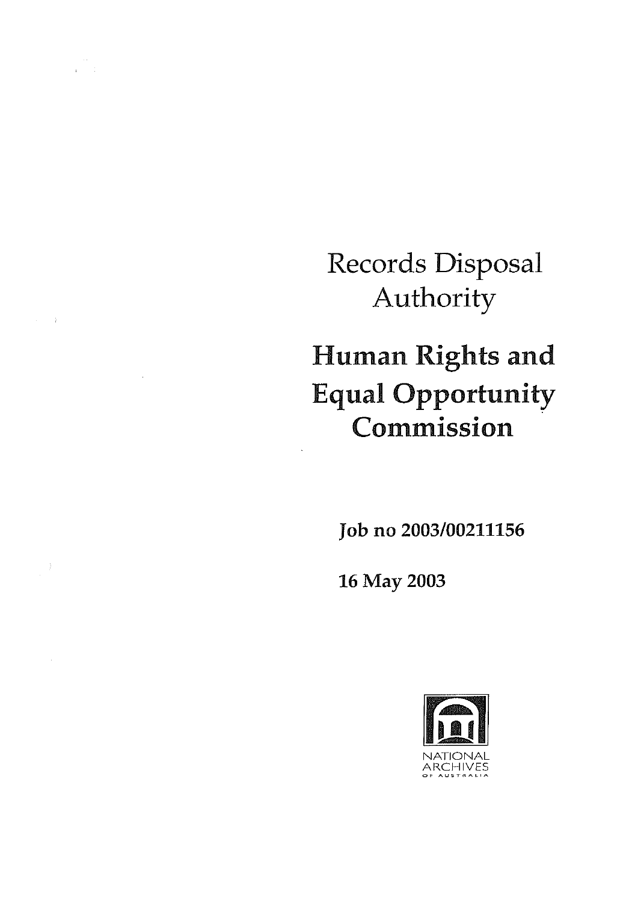# Records Disposal Authority

# Human Rights and Equal Opportunity Commission

**Job no 2003/00211156**

**16 May 2003**

NATIONAL ARCHIVES OF AUSTRALIA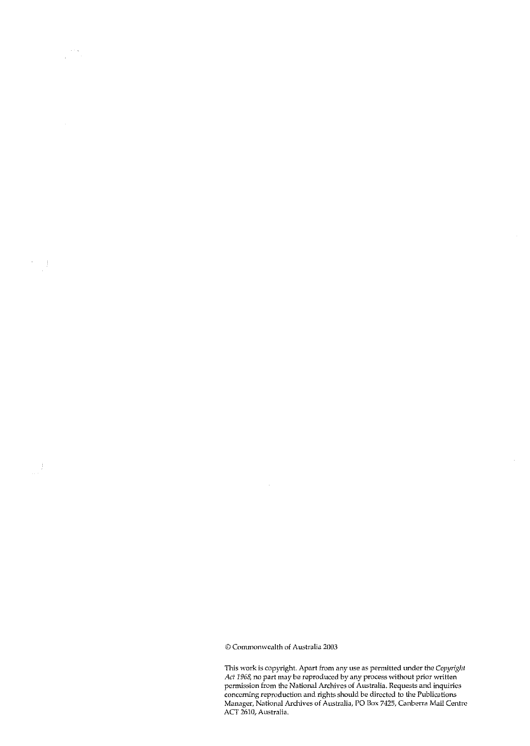© Commonwealth of Australia 2003

This work is copyright. Apart from any use as permitted under the *Copyright Act 1968*, no part may be reproduced by any process without prior written permission from the National Archives of Australia. Requests and inquiries concerning reproduction and rights should be directed to the Publications Manager, National Archives of Australia, PO Box 7425, Canberra Mail Centre ACT 2610, Australia.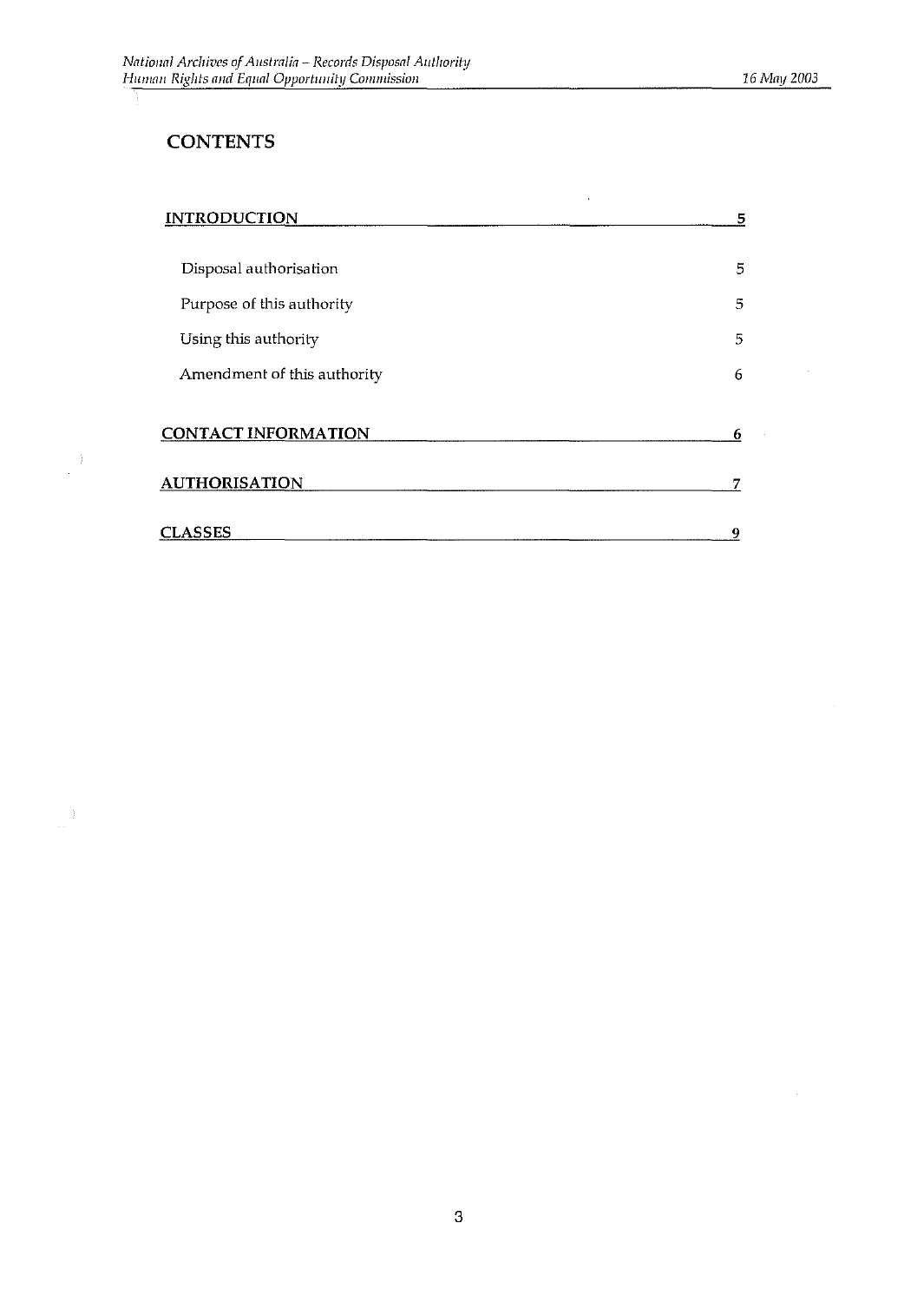## CONTENTS

| | |
|---|---|
| **INTRODUCTION** | **5** |
| Disposal authorisation | 5 |
| Purpose of this authority | 5 |
| Using this authority | 5 |
| Amendment of this authority | 6 |
| **CONTACT INFORMATION** | **6** |
| **AUTHORISATION** | **7** |
| **CLASSES** | **9** |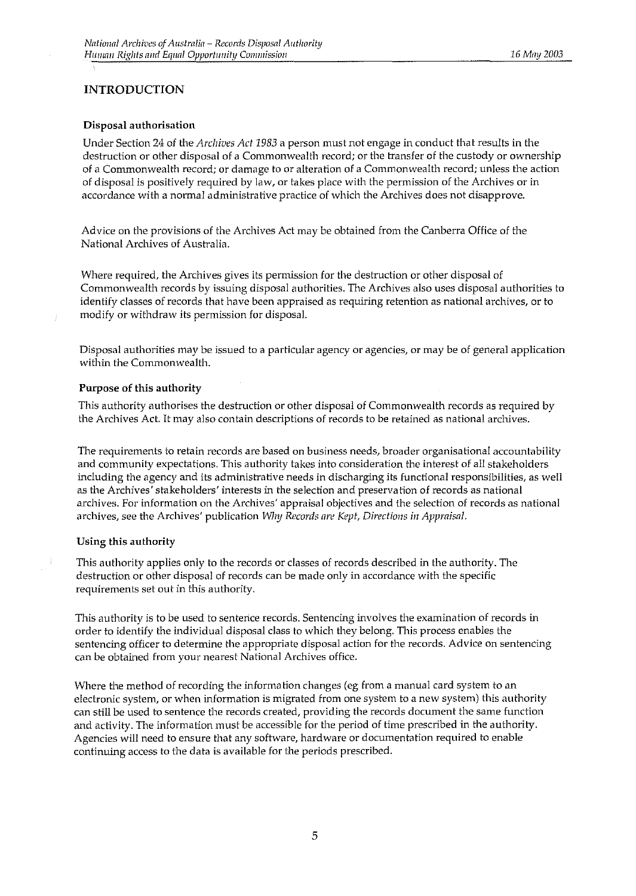## INTRODUCTION

### Disposal authorisation

Under Section 24 of the *Archives Act 1983* a person must not engage in conduct that results in the destruction or other disposal of a Commonwealth record; or the transfer of the custody or ownership of a Commonwealth record; or damage to or alteration of a Commonwealth record; unless the action of disposal is positively required by law, or takes place with the permission of the Archives or in accordance with a normal administrative practice of which the Archives does not disapprove.

Advice on the provisions of the Archives Act may be obtained from the Canberra Office of the National Archives of Australia.

Where required, the Archives gives its permission for the destruction or other disposal of Commonwealth records by issuing disposal authorities. The Archives also uses disposal authorities to identify classes of records that have been appraised as requiring retention as national archives, or to modify or withdraw its permission for disposal.

Disposal authorities may be issued to a particular agency or agencies, or may be of general application within the Commonwealth.

### Purpose of this authority

This authority authorises the destruction or other disposal of Commonwealth records as required by the Archives Act. It may also contain descriptions of records to be retained as national archives.

The requirements to retain records are based on business needs, broader organisational accountability and community expectations. This authority takes into consideration the interest of all stakeholders including the agency and its administrative needs in discharging its functional responsibilities, as well as the Archives' stakeholders' interests in the selection and preservation of records as national archives. For information on the Archives' appraisal objectives and the selection of records as national archives, see the Archives' publication *Why Records are Kept, Directions in Appraisal.*

### Using this authority

This authority applies only to the records or classes of records described in the authority. The destruction or other disposal of records can be made only in accordance with the specific requirements set out in this authority.

This authority is to be used to sentence records. Sentencing involves the examination of records in order to identify the individual disposal class to which they belong. This process enables the sentencing officer to determine the appropriate disposal action for the records. Advice on sentencing can be obtained from your nearest National Archives office.

Where the method of recording the information changes (eg from a manual card system to an electronic system, or when information is migrated from one system to a new system) this authority can still be used to sentence the records created, providing the records document the same function and activity. The information must be accessible for the period of time prescribed in the authority. Agencies will need to ensure that any software, hardware or documentation required to enable continuing access to the data is available for the periods prescribed.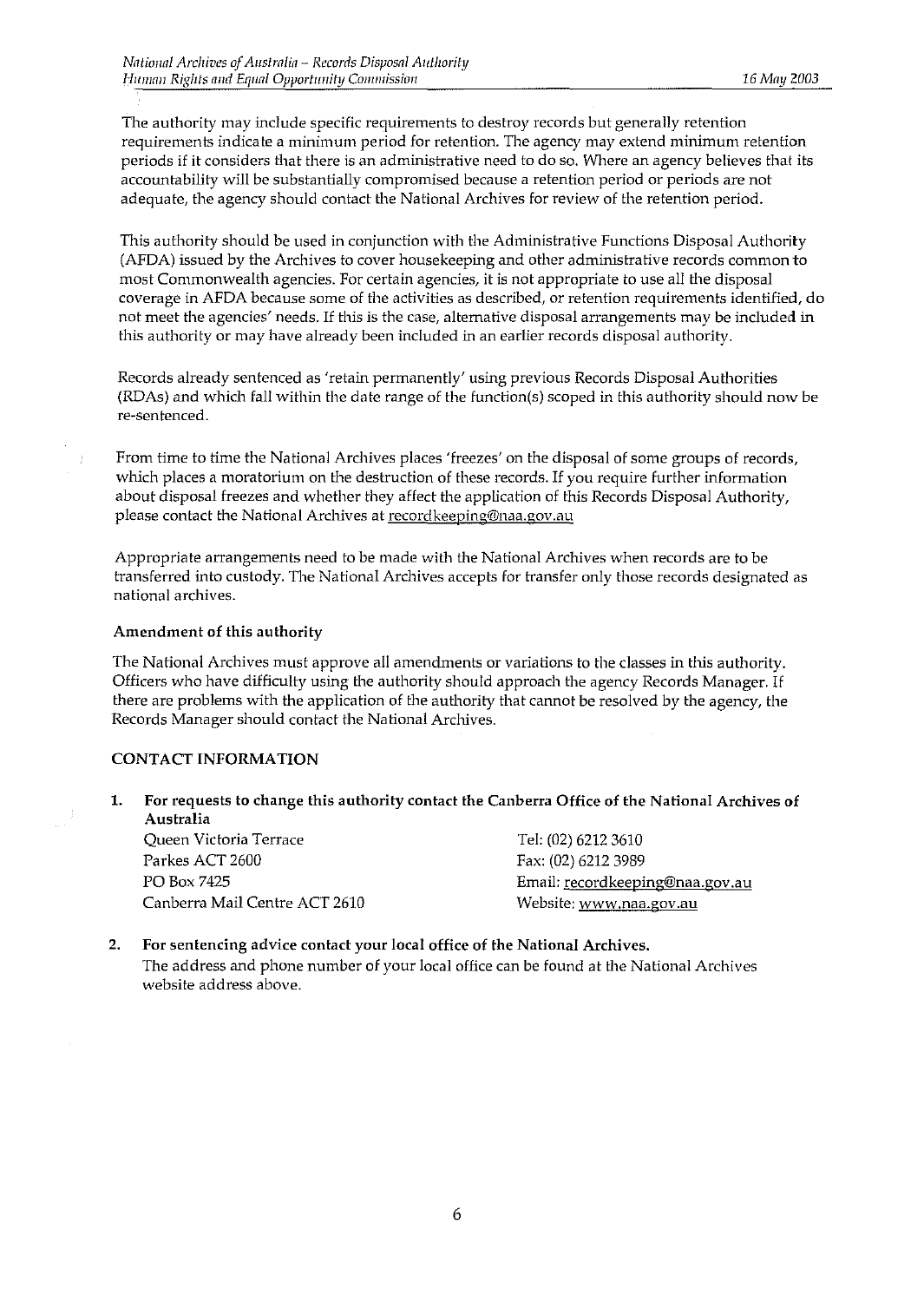The authority may include specific requirements to destroy records but generally retention requirements indicate a minimum period for retention. The agency may extend minimum retention periods if it considers that there is an administrative need to do so. Where an agency believes that its accountability will be substantially compromised because a retention period or periods are not adequate, the agency should contact the National Archives for review of the retention period.

This authority should be used in conjunction with the Administrative Functions Disposal Authority (AFDA) issued by the Archives to cover housekeeping and other administrative records common to most Commonwealth agencies. For certain agencies, it is not appropriate to use all the disposal coverage in AFDA because some of the activities as described, or retention requirements identified, do not meet the agencies' needs. If this is the case, alternative disposal arrangements may be included in this authority or may have already been included in an earlier records disposal authority.

Records already sentenced as 'retain permanently' using previous Records Disposal Authorities (RDAs) and which fall within the date range of the function(s) scoped in this authority should now be re-sentenced.

From time to time the National Archives places 'freezes' on the disposal of some groups of records, which places a moratorium on the destruction of these records. If you require further information about disposal freezes and whether they affect the application of this Records Disposal Authority, please contact the National Archives at recordkeeping@naa.gov.au

Appropriate arrangements need to be made with the National Archives when records are to be transferred into custody. The National Archives accepts for transfer only those records designated as national archives.

**Amendment of this authority**

The National Archives must approve all amendments or variations to the classes in this authority. Officers who have difficulty using the authority should approach the agency Records Manager. If there are problems with the application of the authority that cannot be resolved by the agency, the Records Manager should contact the National Archives.

**CONTACT INFORMATION**

1. **For requests to change this authority contact the Canberra Office of the National Archives of Australia**

   Queen Victoria Terrace
   Parkes ACT 2600
   PO Box 7425
   Canberra Mail Centre ACT 2610

   Tel: (02) 6212 3610
   Fax: (02) 6212 3989
   Email: recordkeeping@naa.gov.au
   Website: www.naa.gov.au

2. **For sentencing advice contact your local office of the National Archives.**

   The address and phone number of your local office can be found at the National Archives website address above.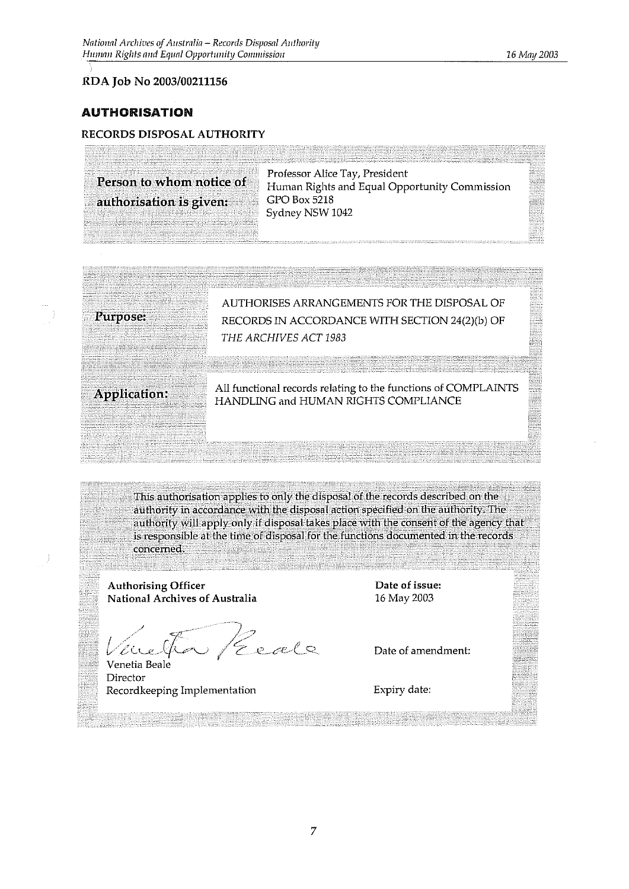**RDA Job No 2003/00211156**

## AUTHORISATION

**RECORDS DISPOSAL AUTHORITY**

| | |
|---|---|
| **Person to whom notice of authorisation is given:** | Professor Alice Tay, President<br>Human Rights and Equal Opportunity Commission<br>GPO Box 5218<br>Sydney NSW 1042 |

| | |
|---|---|
| **Purpose:** | AUTHORISES ARRANGEMENTS FOR THE DISPOSAL OF RECORDS IN ACCORDANCE WITH SECTION 24(2)(b) OF *THE ARCHIVES ACT 1983* |
| **Application:** | All functional records relating to the functions of COMPLAINTS HANDLING and HUMAN RIGHTS COMPLIANCE |

This authorisation applies to only the disposal of the records described on the authority in accordance with the disposal action specified on the authority. The authority will apply only if disposal takes place with the consent of the agency that is responsible at the time of disposal for the functions documented in the records concerned.

| | |
|---|---|
| **Authorising Officer**<br>**National Archives of Australia** | **Date of issue:**<br>16 May 2003 |
| Venetia Beale<br>Director<br>Recordkeeping Implementation | Date of amendment:<br><br>Expiry date: |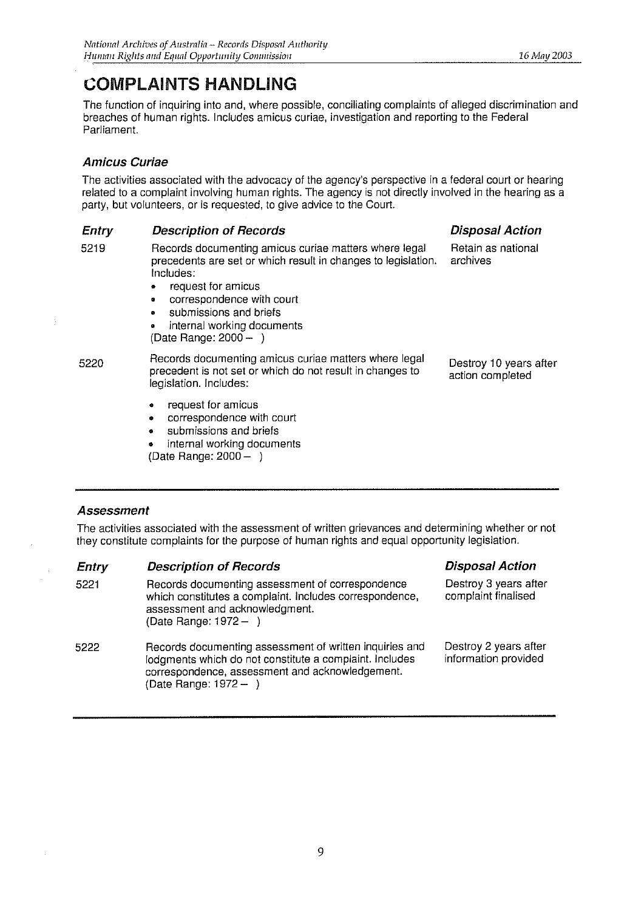# COMPLAINTS HANDLING

The function of inquiring into and, where possible, conciliating complaints of alleged discrimination and breaches of human rights. Includes amicus curiae, investigation and reporting to the Federal Parliament.

### *Amicus Curiae*

The activities associated with the advocacy of the agency's perspective in a federal court or hearing related to a complaint involving human rights. The agency is not directly involved in the hearing as a party, but volunteers, or is requested, to give advice to the Court.

| *Entry* | *Description of Records* | *Disposal Action* |
|---|---|---|
| 5219 | Records documenting amicus curiae matters where legal precedents are set or which result in changes to legislation. Includes:<br>• request for amicus<br>• correspondence with court<br>• submissions and briefs<br>• internal working documents<br>(Date Range: 2000 – ) | Retain as national archives |
| 5220 | Records documenting amicus curiae matters where legal precedent is not set or which do not result in changes to legislation. Includes:<br>• request for amicus<br>• correspondence with court<br>• submissions and briefs<br>• internal working documents<br>(Date Range: 2000 – ) | Destroy 10 years after action completed |

### *Assessment*

The activities associated with the assessment of written grievances and determining whether or not they constitute complaints for the purpose of human rights and equal opportunity legislation.

| *Entry* | *Description of Records* | *Disposal Action* |
|---|---|---|
| 5221 | Records documenting assessment of correspondence which constitutes a complaint. Includes correspondence, assessment and acknowledgment.<br>(Date Range: 1972 – ) | Destroy 3 years after complaint finalised |
| 5222 | Records documenting assessment of written inquiries and lodgments which do not constitute a complaint. Includes correspondence, assessment and acknowledgement.<br>(Date Range: 1972 – ) | Destroy 2 years after information provided |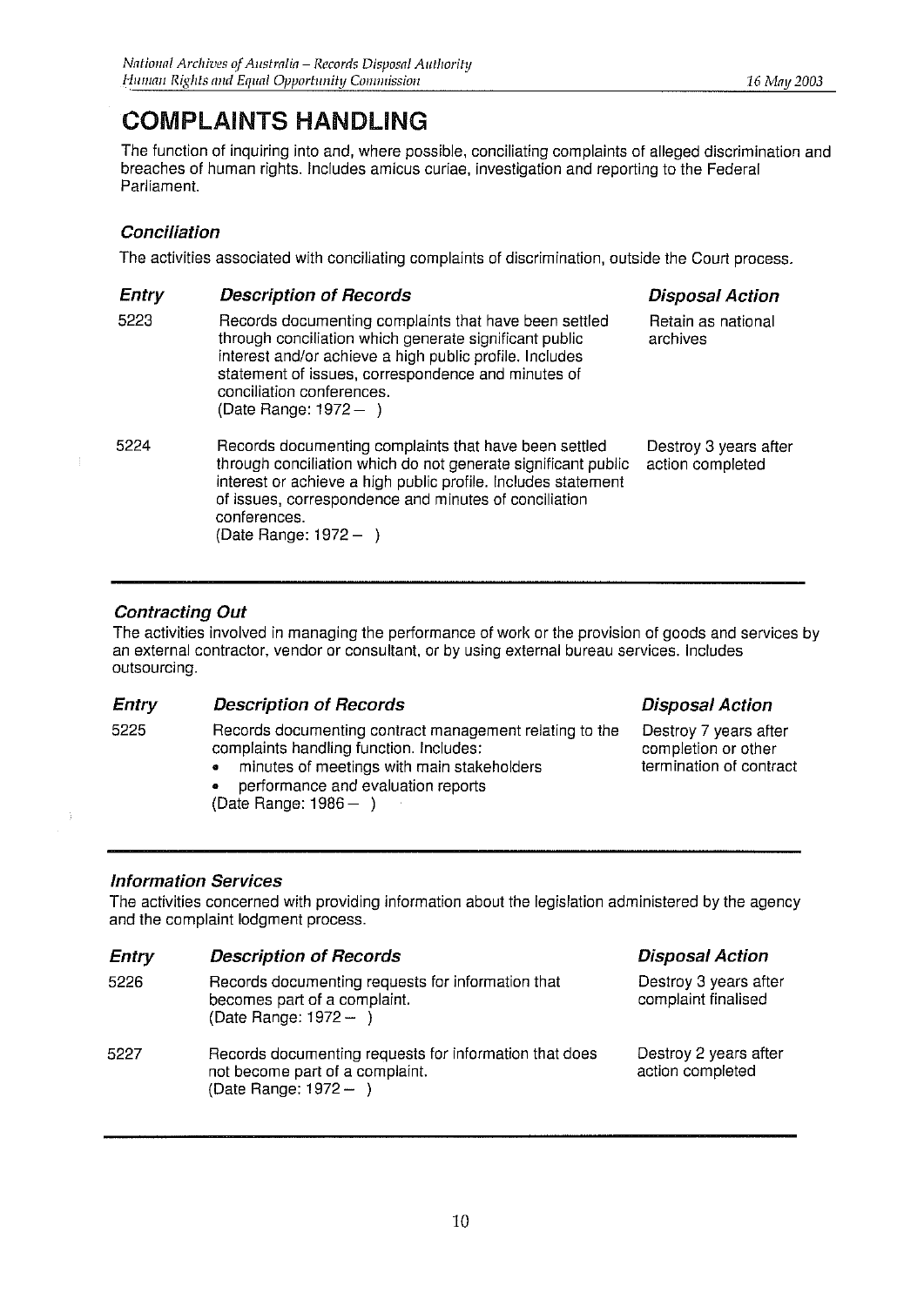# COMPLAINTS HANDLING

The function of inquiring into and, where possible, conciliating complaints of alleged discrimination and breaches of human rights. Includes amicus curiae, investigation and reporting to the Federal Parliament.

### *Conciliation*

The activities associated with conciliating complaints of discrimination, outside the Court process.

| *Entry* | *Description of Records* | *Disposal Action* |
|---|---|---|
| 5223 | Records documenting complaints that have been settled through conciliation which generate significant public interest and/or achieve a high public profile. Includes statement of issues, correspondence and minutes of conciliation conferences. (Date Range: 1972 – ) | Retain as national archives |
| 5224 | Records documenting complaints that have been settled through conciliation which do not generate significant public interest or achieve a high public profile. Includes statement of issues, correspondence and minutes of conciliation conferences. (Date Range: 1972 – ) | Destroy 3 years after action completed |

### *Contracting Out*

The activities involved in managing the performance of work or the provision of goods and services by an external contractor, vendor or consultant, or by using external bureau services. Includes outsourcing.

| *Entry* | *Description of Records* | *Disposal Action* |
|---|---|---|
| 5225 | Records documenting contract management relating to the complaints handling function. Includes: • minutes of meetings with main stakeholders • performance and evaluation reports (Date Range: 1986 – ) | Destroy 7 years after completion or other termination of contract |

### *Information Services*

The activities concerned with providing information about the legislation administered by the agency and the complaint lodgment process.

| *Entry* | *Description of Records* | *Disposal Action* |
|---|---|---|
| 5226 | Records documenting requests for information that becomes part of a complaint. (Date Range: 1972 – ) | Destroy 3 years after complaint finalised |
| 5227 | Records documenting requests for information that does not become part of a complaint. (Date Range: 1972 – ) | Destroy 2 years after action completed |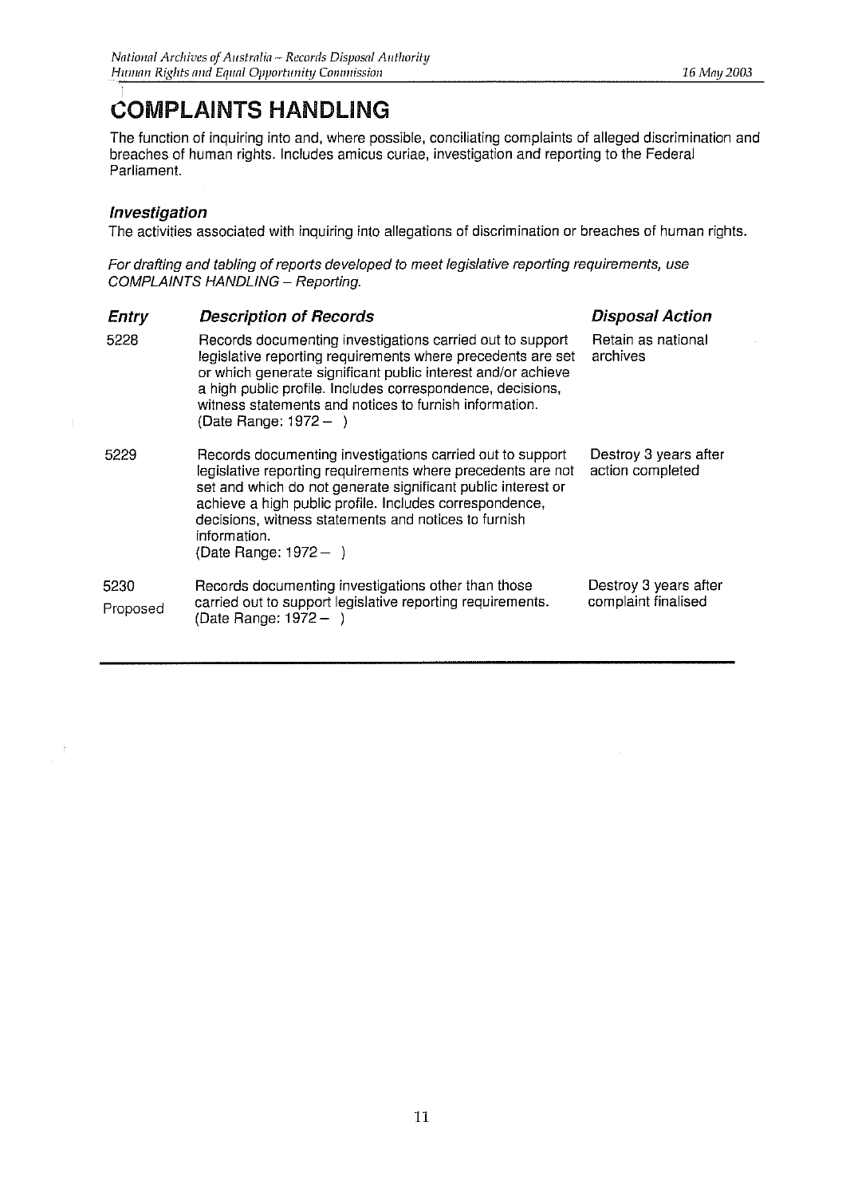# COMPLAINTS HANDLING

The function of inquiring into and, where possible, conciliating complaints of alleged discrimination and breaches of human rights. Includes amicus curiae, investigation and reporting to the Federal Parliament.

### *Investigation*

The activities associated with inquiring into allegations of discrimination or breaches of human rights.

*For drafting and tabling of reports developed to meet legislative reporting requirements, use COMPLAINTS HANDLING – Reporting.*

| *Entry* | *Description of Records* | *Disposal Action* |
| --- | --- | --- |
| 5228 | Records documenting investigations carried out to support legislative reporting requirements where precedents are set or which generate significant public interest and/or achieve a high public profile. Includes correspondence, decisions, witness statements and notices to furnish information. (Date Range: 1972 – ) | Retain as national archives |
| 5229 | Records documenting investigations carried out to support legislative reporting requirements where precedents are not set and which do not generate significant public interest or achieve a high public profile. Includes correspondence, decisions, witness statements and notices to furnish information. (Date Range: 1972 – ) | Destroy 3 years after action completed |
| 5230 Proposed | Records documenting investigations other than those carried out to support legislative reporting requirements. (Date Range: 1972 – ) | Destroy 3 years after complaint finalised |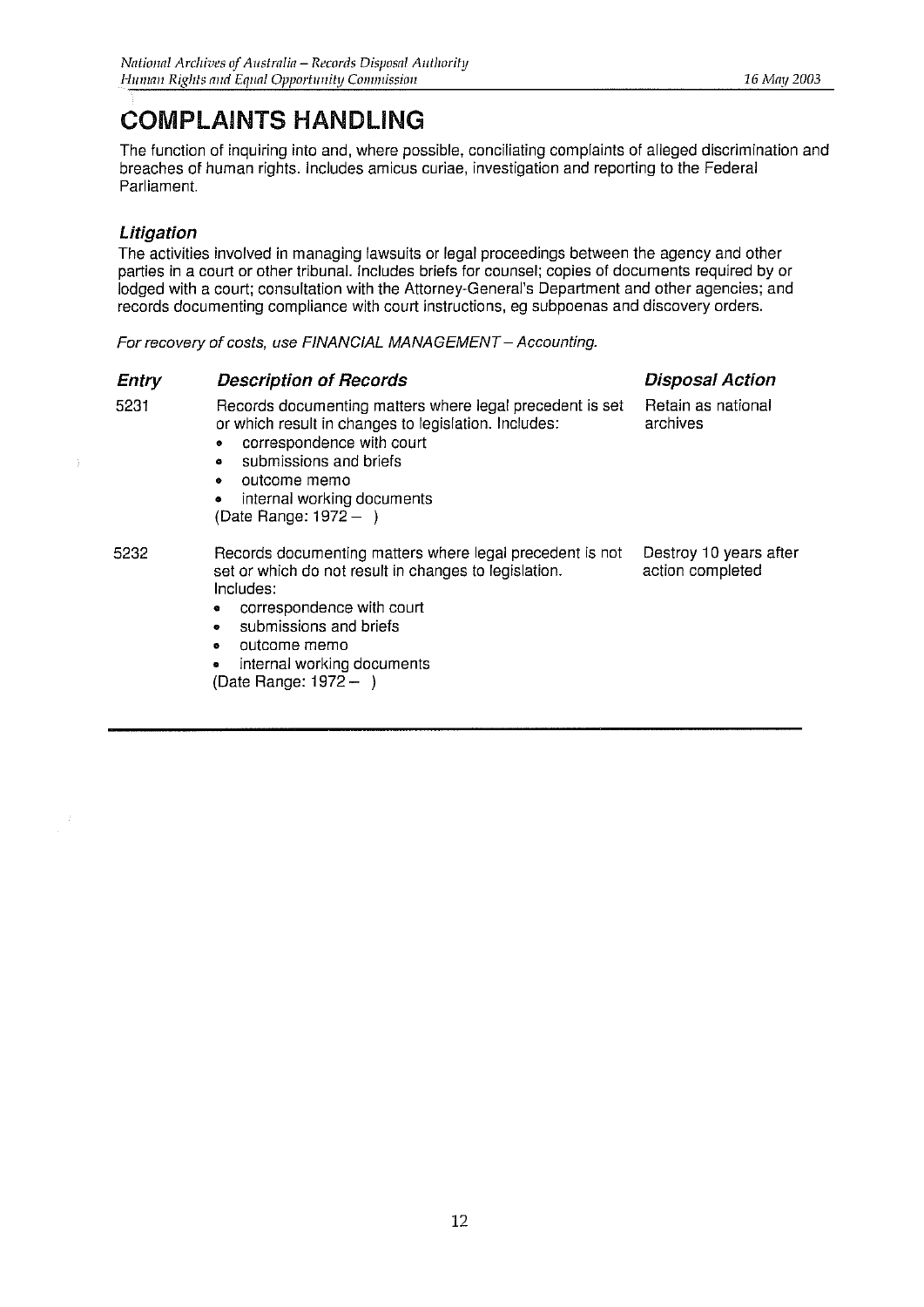# COMPLAINTS HANDLING

The function of inquiring into and, where possible, conciliating complaints of alleged discrimination and breaches of human rights. Includes amicus curiae, investigation and reporting to the Federal Parliament.

### *Litigation*

The activities involved in managing lawsuits or legal proceedings between the agency and other parties in a court or other tribunal. Includes briefs for counsel; copies of documents required by or lodged with a court; consultation with the Attorney-General's Department and other agencies; and records documenting compliance with court instructions, eg subpoenas and discovery orders.

*For recovery of costs, use FINANCIAL MANAGEMENT – Accounting.*

| Entry | Description of Records | Disposal Action |
|---|---|---|
| 5231 | Records documenting matters where legal precedent is set or which result in changes to legislation. Includes:<br>• correspondence with court<br>• submissions and briefs<br>• outcome memo<br>• internal working documents<br>(Date Range: 1972 – ) | Retain as national archives |
| 5232 | Records documenting matters where legal precedent is not set or which do not result in changes to legislation. Includes:<br>• correspondence with court<br>• submissions and briefs<br>• outcome memo<br>• internal working documents<br>(Date Range: 1972 – ) | Destroy 10 years after action completed |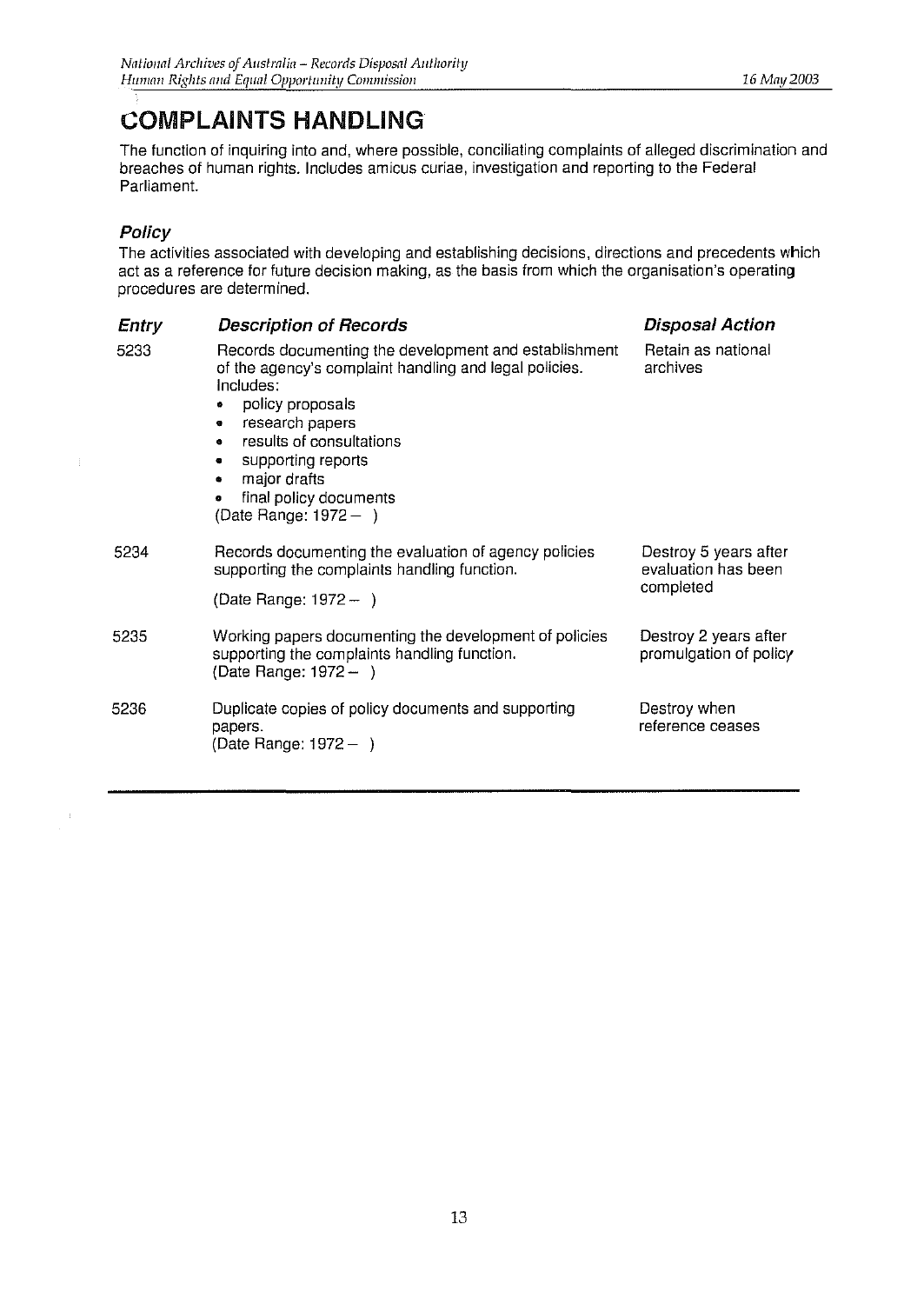# COMPLAINTS HANDLING

The function of inquiring into and, where possible, conciliating complaints of alleged discrimination and breaches of human rights. Includes amicus curiae, investigation and reporting to the Federal Parliament.

## *Policy*

The activities associated with developing and establishing decisions, directions and precedents which act as a reference for future decision making, as the basis from which the organisation's operating procedures are determined.

| *Entry* | *Description of Records* | *Disposal Action* |
|---|---|---|
| 5233 | Records documenting the development and establishment of the agency's complaint handling and legal policies. Includes:<br>• policy proposals<br>• research papers<br>• results of consultations<br>• supporting reports<br>• major drafts<br>• final policy documents<br>(Date Range: 1972 – ) | Retain as national archives |
| 5234 | Records documenting the evaluation of agency policies supporting the complaints handling function.<br>(Date Range: 1972 – ) | Destroy 5 years after evaluation has been completed |
| 5235 | Working papers documenting the development of policies supporting the complaints handling function.<br>(Date Range: 1972 – ) | Destroy 2 years after promulgation of policy |
| 5236 | Duplicate copies of policy documents and supporting papers.<br>(Date Range: 1972 – ) | Destroy when reference ceases |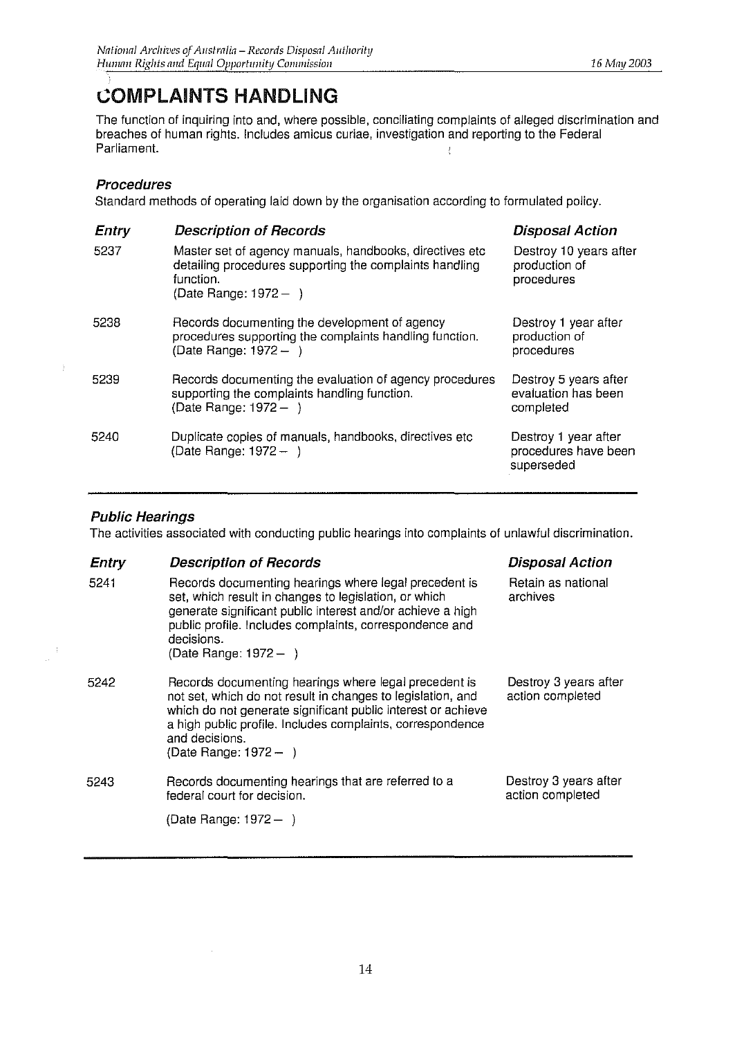# COMPLAINTS HANDLING

The function of inquiring into and, where possible, conciliating complaints of alleged discrimination and breaches of human rights. Includes amicus curiae, investigation and reporting to the Federal Parliament.

### *Procedures*

Standard methods of operating laid down by the organisation according to formulated policy.

| *Entry* | *Description of Records* | *Disposal Action* |
|---|---|---|
| 5237 | Master set of agency manuals, handbooks, directives etc detailing procedures supporting the complaints handling function. (Date Range: 1972 – ) | Destroy 10 years after production of procedures |
| 5238 | Records documenting the development of agency procedures supporting the complaints handling function. (Date Range: 1972 – ) | Destroy 1 year after production of procedures |
| 5239 | Records documenting the evaluation of agency procedures supporting the complaints handling function. (Date Range: 1972 – ) | Destroy 5 years after evaluation has been completed |
| 5240 | Duplicate copies of manuals, handbooks, directives etc (Date Range: 1972 – ) | Destroy 1 year after procedures have been superseded |

### *Public Hearings*

The activities associated with conducting public hearings into complaints of unlawful discrimination.

| *Entry* | *Description of Records* | *Disposal Action* |
|---|---|---|
| 5241 | Records documenting hearings where legal precedent is set, which result in changes to legislation, or which generate significant public interest and/or achieve a high public profile. Includes complaints, correspondence and decisions. (Date Range: 1972 – ) | Retain as national archives |
| 5242 | Records documenting hearings where legal precedent is not set, which do not result in changes to legislation, and which do not generate significant public interest or achieve a high public profile. Includes complaints, correspondence and decisions. (Date Range: 1972 – ) | Destroy 3 years after action completed |
| 5243 | Records documenting hearings that are referred to a federal court for decision. (Date Range: 1972 – ) | Destroy 3 years after action completed |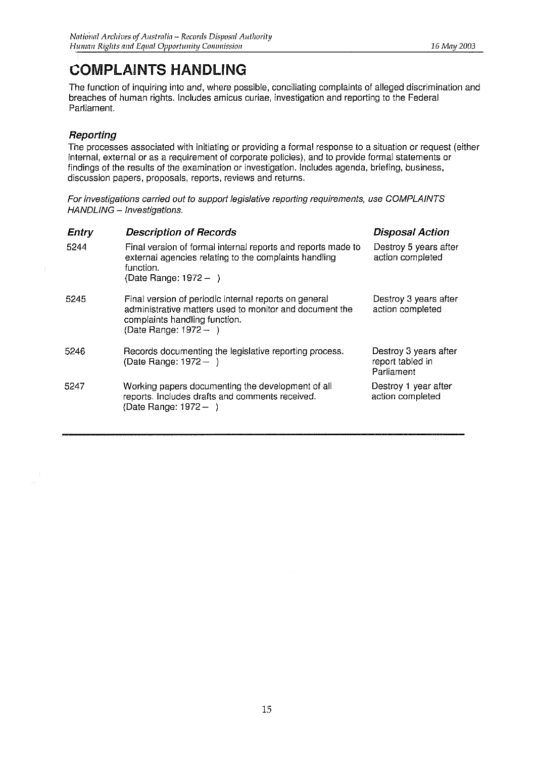# COMPLAINTS HANDLING

The function of inquiring into and, where possible, conciliating complaints of alleged discrimination and breaches of human rights. Includes amicus curiae, investigation and reporting to the Federal Parliament.

## *Reporting*

The processes associated with initiating or providing a formal response to a situation or request (either internal, external or as a requirement of corporate policies), and to provide formal statements or findings of the results of the examination or investigation. Includes agenda, briefing, business, discussion papers, proposals, reports, reviews and returns.

*For investigations carried out to support legislative reporting requirements, use COMPLAINTS HANDLING – Investigations.*

| *Entry* | *Description of Records* | *Disposal Action* |
|---|---|---|
| 5244 | Final version of formal internal reports and reports made to external agencies relating to the complaints handling function.<br>(Date Range: 1972 – ) | Destroy 5 years after action completed |
| 5245 | Final version of periodic internal reports on general administrative matters used to monitor and document the complaints handling function.<br>(Date Range: 1972 – ) | Destroy 3 years after action completed |
| 5246 | Records documenting the legislative reporting process.<br>(Date Range: 1972 – ) | Destroy 3 years after report tabled in Parliament |
| 5247 | Working papers documenting the development of all reports. Includes drafts and comments received.<br>(Date Range: 1972 – ) | Destroy 1 year after action completed |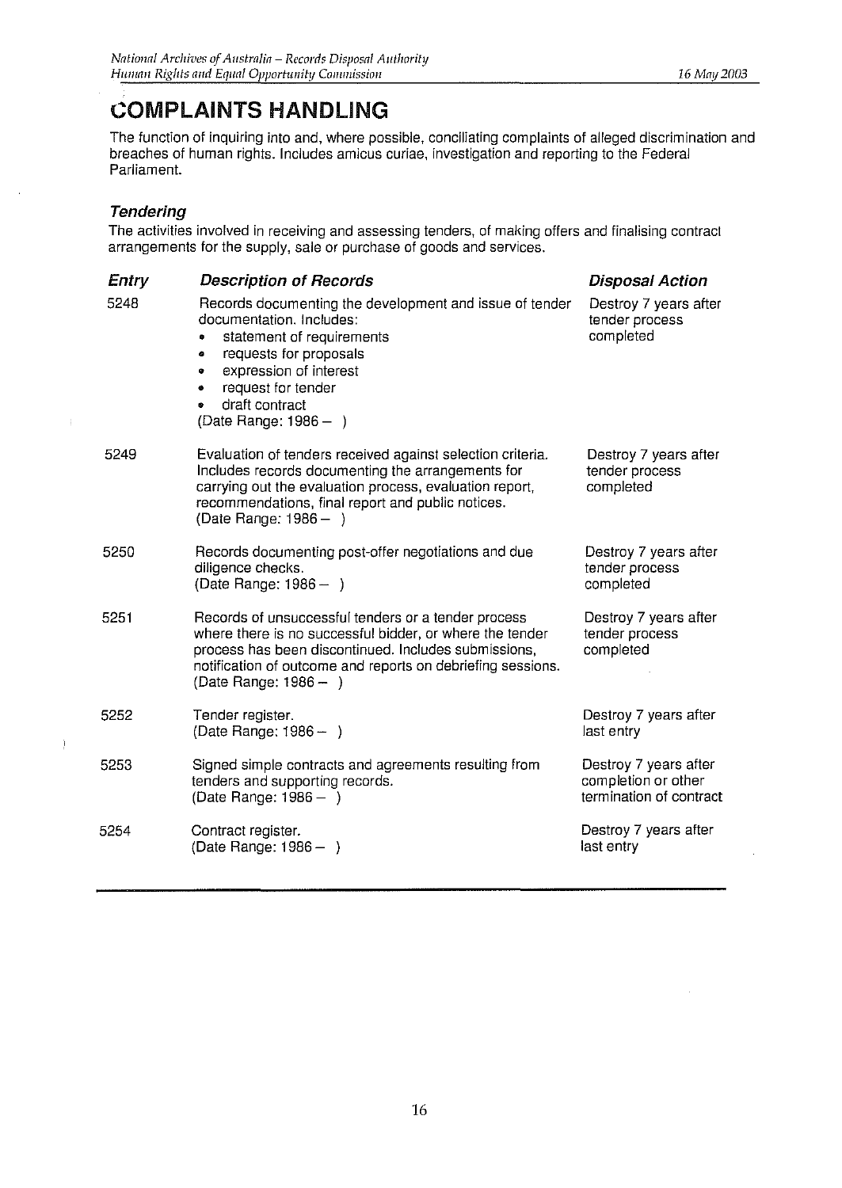# COMPLAINTS HANDLING

The function of inquiring into and, where possible, conciliating complaints of alleged discrimination and breaches of human rights. Includes amicus curiae, investigation and reporting to the Federal Parliament.

### *Tendering*

The activities involved in receiving and assessing tenders, of making offers and finalising contract arrangements for the supply, sale or purchase of goods and services.

| *Entry* | *Description of Records* | *Disposal Action* |
|---|---|---|
| 5248 | Records documenting the development and issue of tender documentation. Includes:<br>• statement of requirements<br>• requests for proposals<br>• expression of interest<br>• request for tender<br>• draft contract<br>(Date Range: 1986 – ) | Destroy 7 years after tender process completed |
| 5249 | Evaluation of tenders received against selection criteria. Includes records documenting the arrangements for carrying out the evaluation process, evaluation report, recommendations, final report and public notices.<br>(Date Range: 1986 – ) | Destroy 7 years after tender process completed |
| 5250 | Records documenting post-offer negotiations and due diligence checks.<br>(Date Range: 1986 – ) | Destroy 7 years after tender process completed |
| 5251 | Records of unsuccessful tenders or a tender process where there is no successful bidder, or where the tender process has been discontinued. Includes submissions, notification of outcome and reports on debriefing sessions.<br>(Date Range: 1986 – ) | Destroy 7 years after tender process completed |
| 5252 | Tender register.<br>(Date Range: 1986 – ) | Destroy 7 years after last entry |
| 5253 | Signed simple contracts and agreements resulting from tenders and supporting records.<br>(Date Range: 1986 – ) | Destroy 7 years after completion or other termination of contract |
| 5254 | Contract register.<br>(Date Range: 1986 – ) | Destroy 7 years after last entry |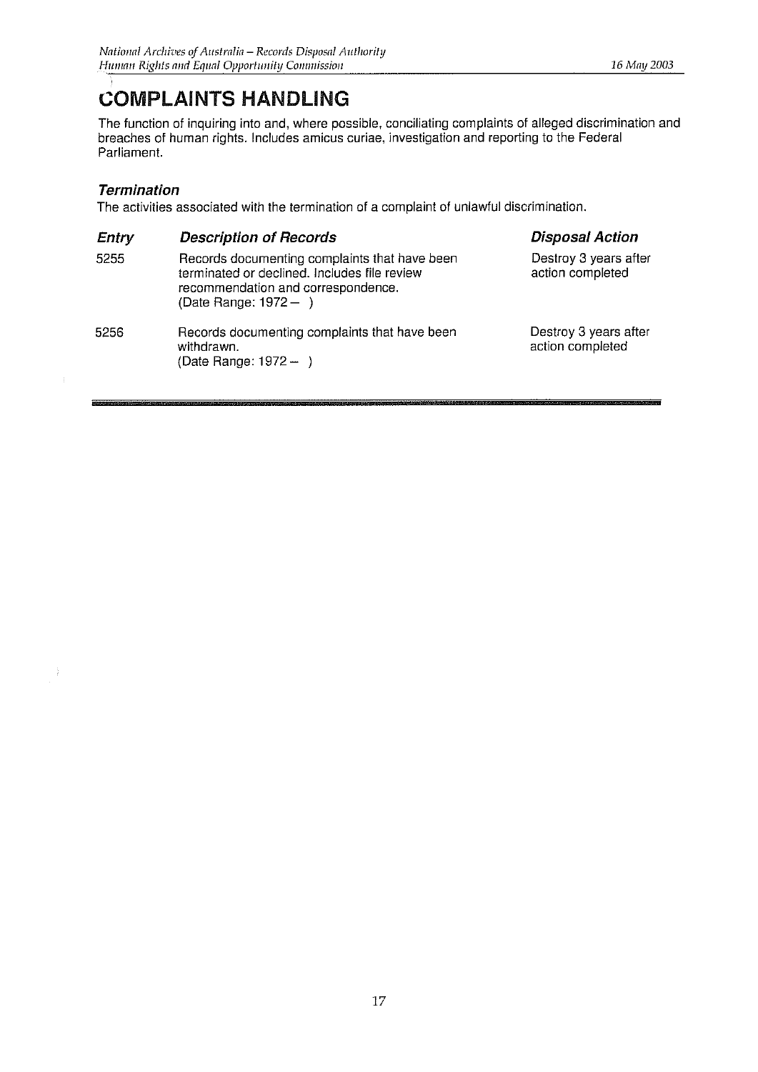# COMPLAINTS HANDLING

The function of inquiring into and, where possible, conciliating complaints of alleged discrimination and breaches of human rights. Includes amicus curiae, investigation and reporting to the Federal Parliament.

### *Termination*

The activities associated with the termination of a complaint of unlawful discrimination.

| *Entry* | *Description of Records* | *Disposal Action* |
|---|---|---|
| 5255 | Records documenting complaints that have been terminated or declined. Includes file review recommendation and correspondence. (Date Range: 1972 – ) | Destroy 3 years after action completed |
| 5256 | Records documenting complaints that have been withdrawn. (Date Range: 1972 – ) | Destroy 3 years after action completed |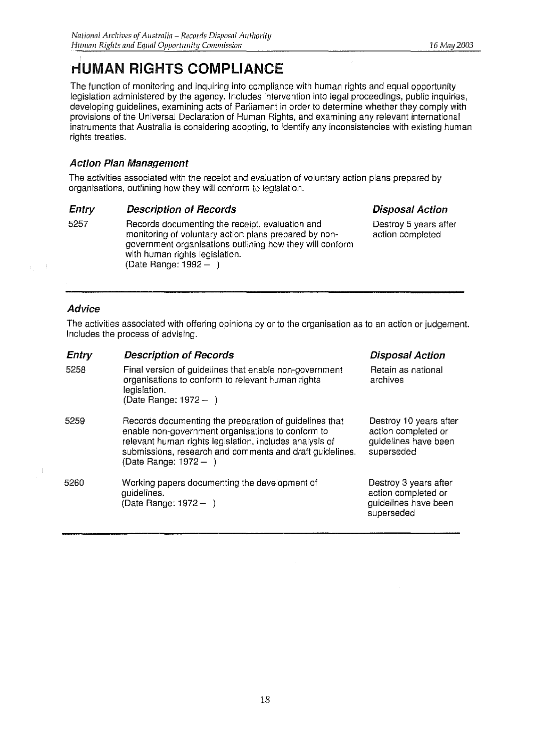# HUMAN RIGHTS COMPLIANCE

The function of monitoring and inquiring into compliance with human rights and equal opportunity legislation administered by the agency. Includes intervention into legal proceedings, public inquiries, developing guidelines, examining acts of Parliament in order to determine whether they comply with provisions of the Universal Declaration of Human Rights, and examining any relevant international instruments that Australia is considering adopting, to identify any inconsistencies with existing human rights treaties.

### *Action Plan Management*

The activities associated with the receipt and evaluation of voluntary action plans prepared by organisations, outlining how they will conform to legislation.

| ***Entry*** | ***Description of Records*** | ***Disposal Action*** |
|---|---|---|
| 5257 | Records documenting the receipt, evaluation and monitoring of voluntary action plans prepared by non-government organisations outlining how they will conform with human rights legislation. (Date Range: 1992 – ) | Destroy 5 years after action completed |

### *Advice*

The activities associated with offering opinions by or to the organisation as to an action or judgement. Includes the process of advising.

| ***Entry*** | ***Description of Records*** | ***Disposal Action*** |
|---|---|---|
| 5258 | Final version of guidelines that enable non-government organisations to conform to relevant human rights legislation. (Date Range: 1972 – ) | Retain as national archives |
| 5259 | Records documenting the preparation of guidelines that enable non-government organisations to conform to relevant human rights legislation. Includes analysis of submissions, research and comments and draft guidelines. (Date Range: 1972 – ) | Destroy 10 years after action completed or guidelines have been superseded |
| 5260 | Working papers documenting the development of guidelines. (Date Range: 1972 – ) | Destroy 3 years after action completed or guidelines have been superseded |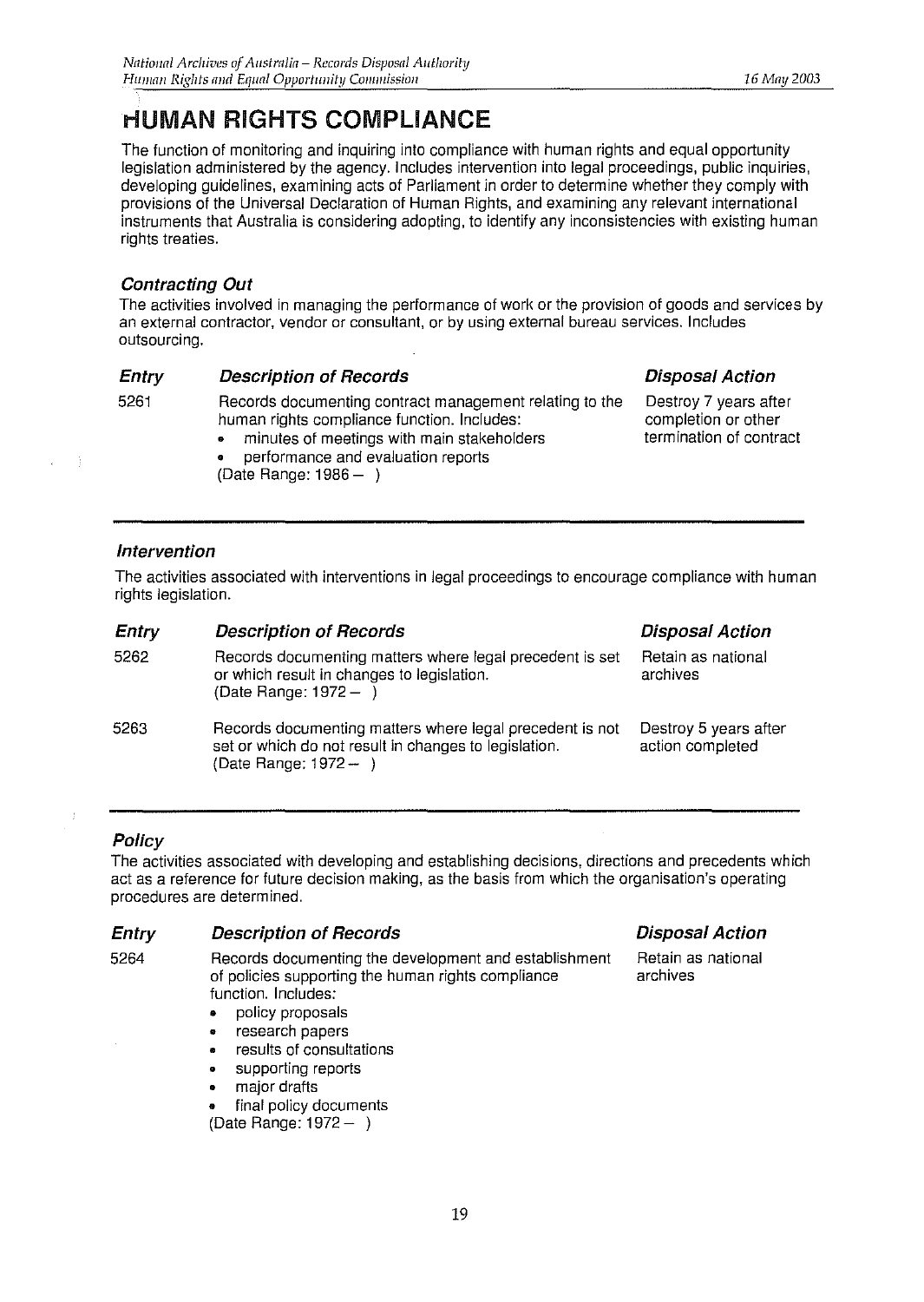# HUMAN RIGHTS COMPLIANCE

The function of monitoring and inquiring into compliance with human rights and equal opportunity legislation administered by the agency. Includes intervention into legal proceedings, public inquiries, developing guidelines, examining acts of Parliament in order to determine whether they comply with provisions of the Universal Declaration of Human Rights, and examining any relevant international instruments that Australia is considering adopting, to identify any inconsistencies with existing human rights treaties.

### *Contracting Out*

The activities involved in managing the performance of work or the provision of goods and services by an external contractor, vendor or consultant, or by using external bureau services. Includes outsourcing.

| *Entry* | *Description of Records* | *Disposal Action* |
|---|---|---|
| 5261 | Records documenting contract management relating to the human rights compliance function. Includes:<br>• minutes of meetings with main stakeholders<br>• performance and evaluation reports<br>(Date Range: 1986 – ) | Destroy 7 years after completion or other termination of contract |

### *Intervention*

The activities associated with interventions in legal proceedings to encourage compliance with human rights legislation.

| *Entry* | *Description of Records* | *Disposal Action* |
|---|---|---|
| 5262 | Records documenting matters where legal precedent is set or which result in changes to legislation.<br>(Date Range: 1972 – ) | Retain as national archives |
| 5263 | Records documenting matters where legal precedent is not set or which do not result in changes to legislation.<br>(Date Range: 1972 – ) | Destroy 5 years after action completed |

### *Policy*

The activities associated with developing and establishing decisions, directions and precedents which act as a reference for future decision making, as the basis from which the organisation's operating procedures are determined.

| *Entry* | *Description of Records* | *Disposal Action* |
|---|---|---|
| 5264 | Records documenting the development and establishment of policies supporting the human rights compliance function. Includes:<br>• policy proposals<br>• research papers<br>• results of consultations<br>• supporting reports<br>• major drafts<br>• final policy documents<br>(Date Range: 1972 – ) | Retain as national archives |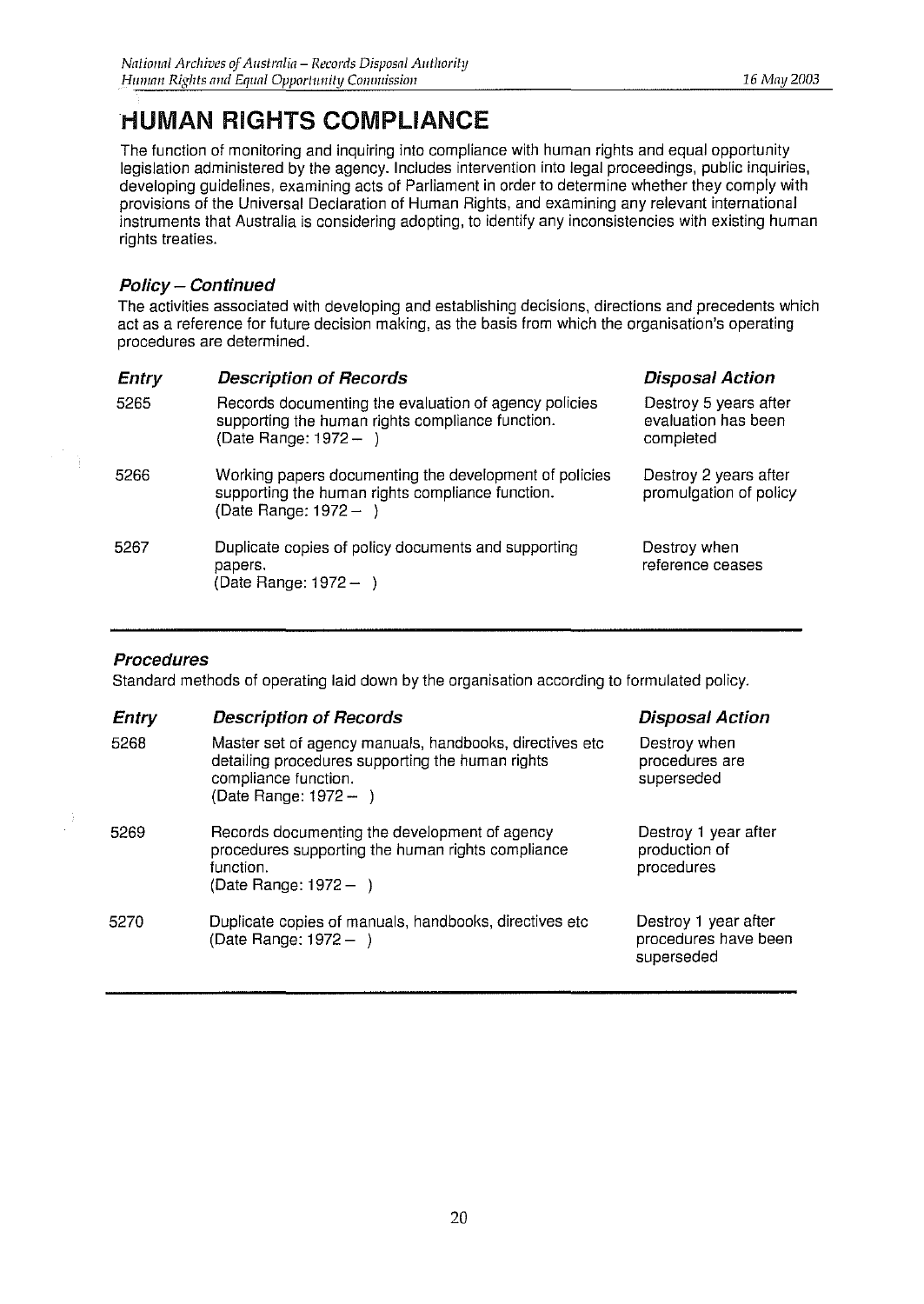# HUMAN RIGHTS COMPLIANCE

The function of monitoring and inquiring into compliance with human rights and equal opportunity legislation administered by the agency. Includes intervention into legal proceedings, public inquiries, developing guidelines, examining acts of Parliament in order to determine whether they comply with provisions of the Universal Declaration of Human Rights, and examining any relevant international instruments that Australia is considering adopting, to identify any inconsistencies with existing human rights treaties.

### *Policy – Continued*

The activities associated with developing and establishing decisions, directions and precedents which act as a reference for future decision making, as the basis from which the organisation's operating procedures are determined.

| *Entry* | *Description of Records* | *Disposal Action* |
|---|---|---|
| 5265 | Records documenting the evaluation of agency policies supporting the human rights compliance function. (Date Range: 1972 – ) | Destroy 5 years after evaluation has been completed |
| 5266 | Working papers documenting the development of policies supporting the human rights compliance function. (Date Range: 1972 – ) | Destroy 2 years after promulgation of policy |
| 5267 | Duplicate copies of policy documents and supporting papers. (Date Range: 1972 – ) | Destroy when reference ceases |

### *Procedures*

Standard methods of operating laid down by the organisation according to formulated policy.

| *Entry* | *Description of Records* | *Disposal Action* |
|---|---|---|
| 5268 | Master set of agency manuals, handbooks, directives etc detailing procedures supporting the human rights compliance function. (Date Range: 1972 – ) | Destroy when procedures are superseded |
| 5269 | Records documenting the development of agency procedures supporting the human rights compliance function. (Date Range: 1972 – ) | Destroy 1 year after production of procedures |
| 5270 | Duplicate copies of manuals, handbooks, directives etc (Date Range: 1972 – ) | Destroy 1 year after procedures have been superseded |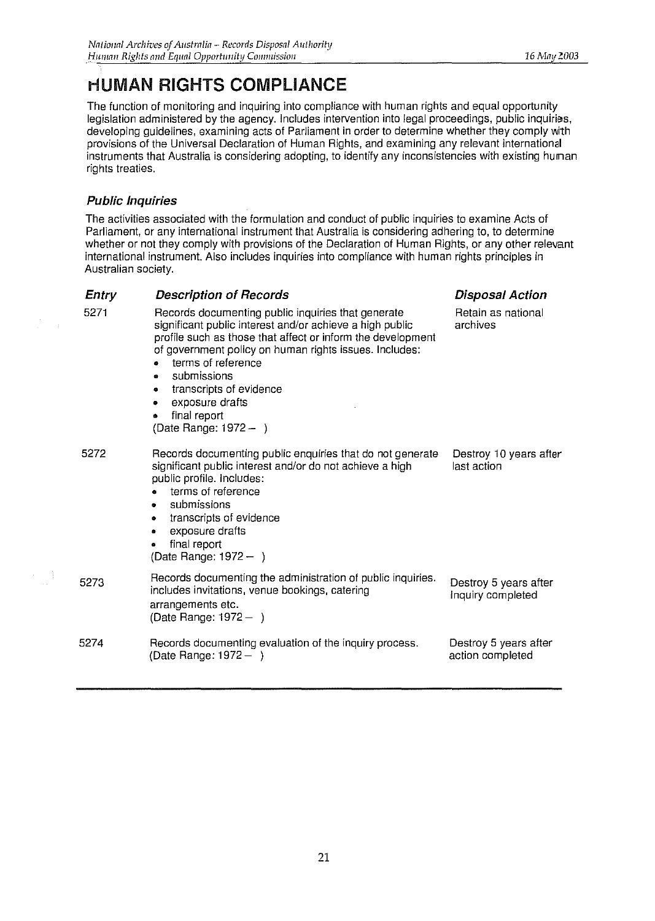# HUMAN RIGHTS COMPLIANCE

The function of monitoring and inquiring into compliance with human rights and equal opportunity legislation administered by the agency. Includes intervention into legal proceedings, public inquiries, developing guidelines, examining acts of Parliament in order to determine whether they comply with provisions of the Universal Declaration of Human Rights, and examining any relevant international instruments that Australia is considering adopting, to identify any inconsistencies with existing human rights treaties.

### *Public Inquiries*

The activities associated with the formulation and conduct of public inquiries to examine Acts of Parliament, or any international instrument that Australia is considering adhering to, to determine whether or not they comply with provisions of the Declaration of Human Rights, or any other relevant international instrument. Also includes inquiries into compliance with human rights principles in Australian society.

| *Entry* | *Description of Records* | *Disposal Action* |
|---|---|---|
| 5271 | Records documenting public inquiries that generate significant public interest and/or achieve a high public profile such as those that affect or inform the development of government policy on human rights issues. Includes:<br>• terms of reference<br>• submissions<br>• transcripts of evidence<br>• exposure drafts<br>• final report<br>(Date Range: 1972 – ) | Retain as national archives |
| 5272 | Records documenting public enquiries that do not generate significant public interest and/or do not achieve a high public profile. Includes:<br>• terms of reference<br>• submissions<br>• transcripts of evidence<br>• exposure drafts<br>• final report<br>(Date Range: 1972 – ) | Destroy 10 years after last action |
| 5273 | Records documenting the administration of public inquiries. includes invitations, venue bookings, catering arrangements etc.<br>(Date Range: 1972 – ) | Destroy 5 years after Inquiry completed |
| 5274 | Records documenting evaluation of the inquiry process.<br>(Date Range: 1972 – ) | Destroy 5 years after action completed |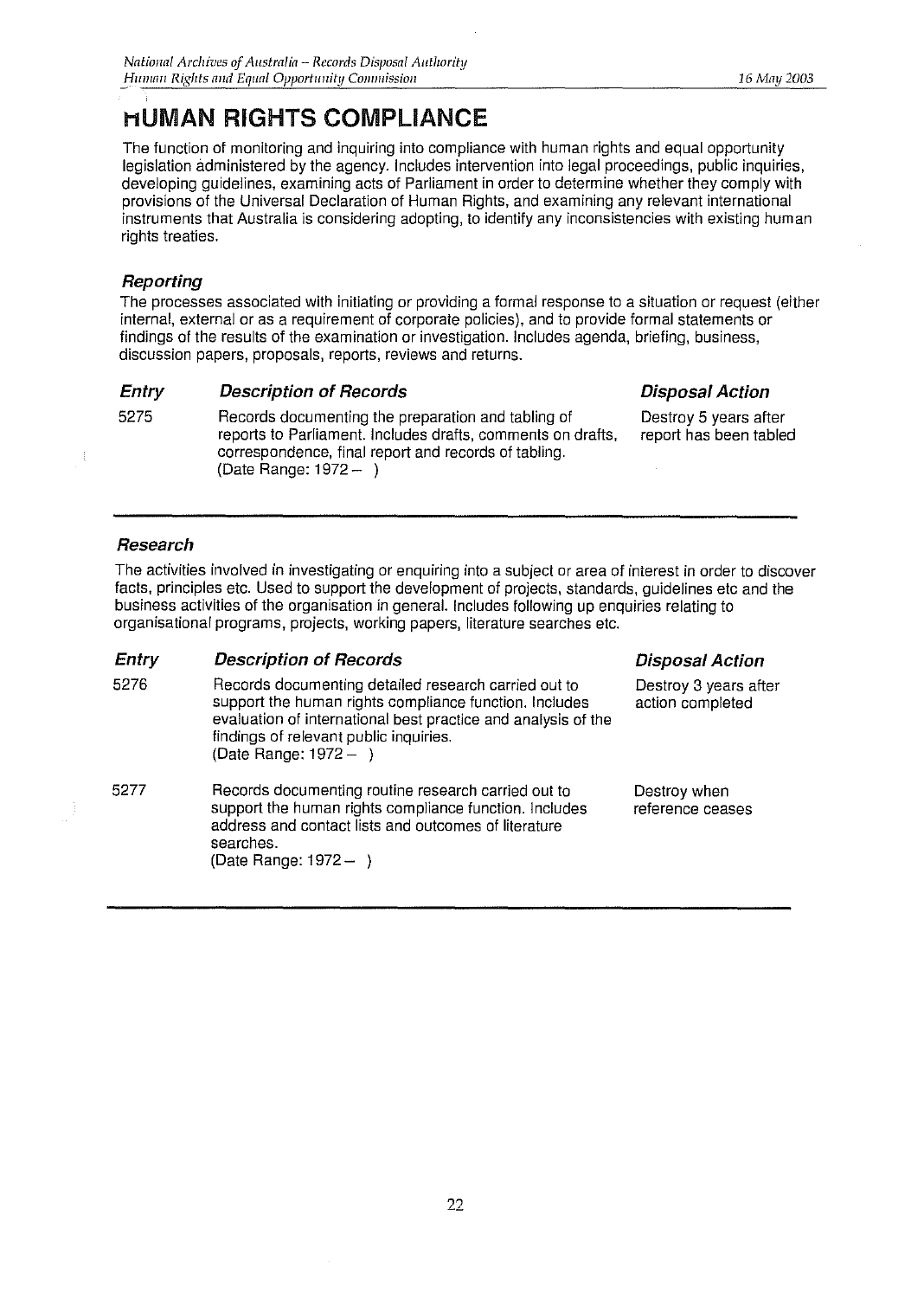# HUMAN RIGHTS COMPLIANCE

The function of monitoring and inquiring into compliance with human rights and equal opportunity legislation administered by the agency. Includes intervention into legal proceedings, public inquiries, developing guidelines, examining acts of Parliament in order to determine whether they comply with provisions of the Universal Declaration of Human Rights, and examining any relevant international instruments that Australia is considering adopting, to identify any inconsistencies with existing human rights treaties.

### *Reporting*

The processes associated with initiating or providing a formal response to a situation or request (either internal, external or as a requirement of corporate policies), and to provide formal statements or findings of the results of the examination or investigation. Includes agenda, briefing, business, discussion papers, proposals, reports, reviews and returns.

| *Entry* | *Description of Records* | *Disposal Action* |
|---|---|---|
| 5275 | Records documenting the preparation and tabling of reports to Parliament. Includes drafts, comments on drafts, correspondence, final report and records of tabling. (Date Range: 1972 – ) | Destroy 5 years after report has been tabled |

### *Research*

The activities involved in investigating or enquiring into a subject or area of interest in order to discover facts, principles etc. Used to support the development of projects, standards, guidelines etc and the business activities of the organisation in general. Includes following up enquiries relating to organisational programs, projects, working papers, literature searches etc.

| *Entry* | *Description of Records* | *Disposal Action* |
|---|---|---|
| 5276 | Records documenting detailed research carried out to support the human rights compliance function. Includes evaluation of international best practice and analysis of the findings of relevant public inquiries. (Date Range: 1972 – ) | Destroy 3 years after action completed |
| 5277 | Records documenting routine research carried out to support the human rights compliance function. Includes address and contact lists and outcomes of literature searches. (Date Range: 1972 – ) | Destroy when reference ceases |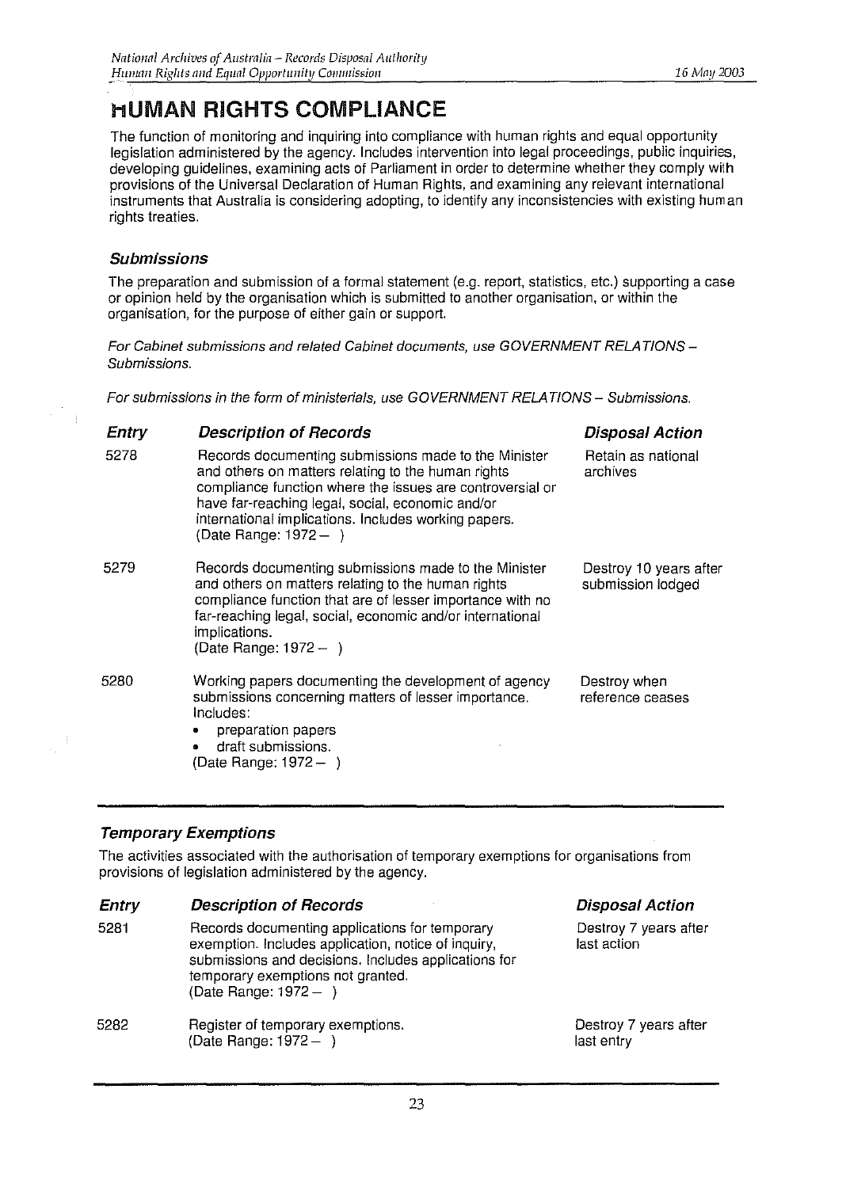# HUMAN RIGHTS COMPLIANCE

The function of monitoring and inquiring into compliance with human rights and equal opportunity legislation administered by the agency. Includes intervention into legal proceedings, public inquiries, developing guidelines, examining acts of Parliament in order to determine whether they comply with provisions of the Universal Declaration of Human Rights, and examining any relevant international instruments that Australia is considering adopting, to identify any inconsistencies with existing human rights treaties.

### *Submissions*

The preparation and submission of a formal statement (e.g. report, statistics, etc.) supporting a case or opinion held by the organisation which is submitted to another organisation, or within the organisation, for the purpose of either gain or support.

*For Cabinet submissions and related Cabinet documents, use GOVERNMENT RELATIONS – Submissions.*

*For submissions in the form of ministerials, use GOVERNMENT RELATIONS – Submissions.*

| ***Entry*** | ***Description of Records*** | ***Disposal Action*** |
|---|---|---|
| 5278 | Records documenting submissions made to the Minister and others on matters relating to the human rights compliance function where the issues are controversial or have far-reaching legal, social, economic and/or international implications. Includes working papers.<br>(Date Range: 1972 – ) | Retain as national archives |
| 5279 | Records documenting submissions made to the Minister and others on matters relating to the human rights compliance function that are of lesser importance with no far-reaching legal, social, economic and/or international implications.<br>(Date Range: 1972 – ) | Destroy 10 years after submission lodged |
| 5280 | Working papers documenting the development of agency submissions concerning matters of lesser importance. Includes:<br>• preparation papers<br>• draft submissions.<br>(Date Range: 1972 – ) | Destroy when reference ceases |

### *Temporary Exemptions*

The activities associated with the authorisation of temporary exemptions for organisations from provisions of legislation administered by the agency.

| ***Entry*** | ***Description of Records*** | ***Disposal Action*** |
|---|---|---|
| 5281 | Records documenting applications for temporary exemption. Includes application, notice of inquiry, submissions and decisions. Includes applications for temporary exemptions not granted.<br>(Date Range: 1972 – ) | Destroy 7 years after last action |
| 5282 | Register of temporary exemptions.<br>(Date Range: 1972 – ) | Destroy 7 years after last entry |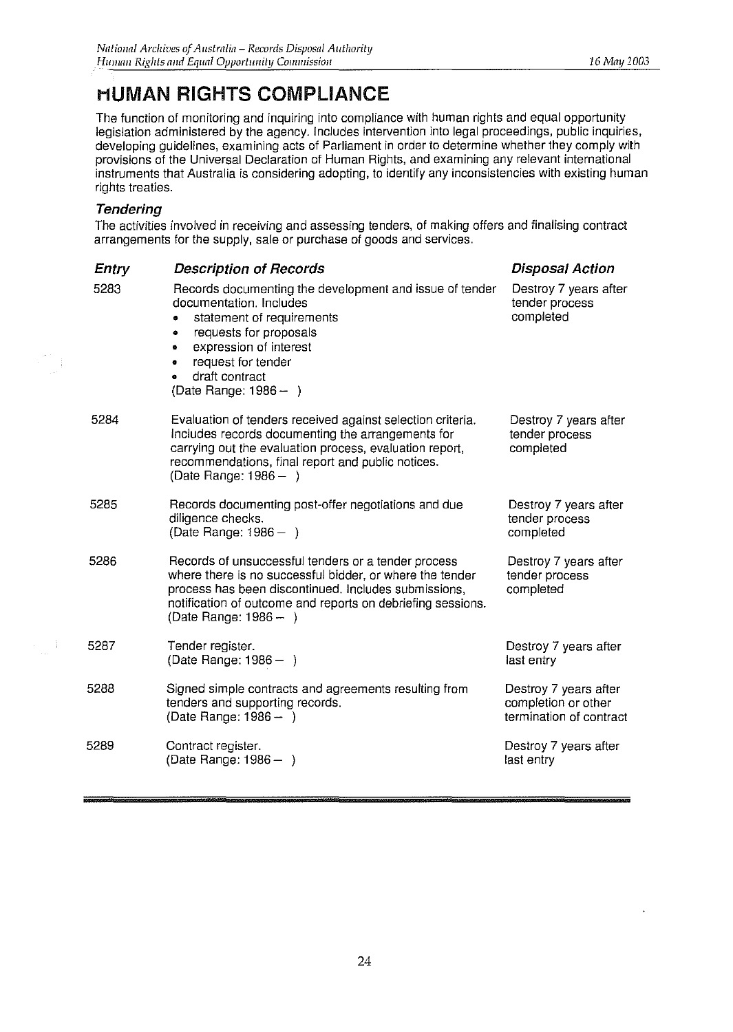# HUMAN RIGHTS COMPLIANCE

The function of monitoring and inquiring into compliance with human rights and equal opportunity legislation administered by the agency. Includes intervention into legal proceedings, public inquiries, developing guidelines, examining acts of Parliament in order to determine whether they comply with provisions of the Universal Declaration of Human Rights, and examining any relevant international instruments that Australia is considering adopting, to identify any inconsistencies with existing human rights treaties.

## *Tendering*

The activities involved in receiving and assessing tenders, of making offers and finalising contract arrangements for the supply, sale or purchase of goods and services.

| *Entry* | *Description of Records* | *Disposal Action* |
|---|---|---|
| 5283 | Records documenting the development and issue of tender documentation. Includes<br>• statement of requirements<br>• requests for proposals<br>• expression of interest<br>• request for tender<br>• draft contract<br>(Date Range: 1986 – ) | Destroy 7 years after tender process completed |
| 5284 | Evaluation of tenders received against selection criteria. Includes records documenting the arrangements for carrying out the evaluation process, evaluation report, recommendations, final report and public notices.<br>(Date Range: 1986 – ) | Destroy 7 years after tender process completed |
| 5285 | Records documenting post-offer negotiations and due diligence checks.<br>(Date Range: 1986 – ) | Destroy 7 years after tender process completed |
| 5286 | Records of unsuccessful tenders or a tender process where there is no successful bidder, or where the tender process has been discontinued. Includes submissions, notification of outcome and reports on debriefing sessions.<br>(Date Range: 1986 – ) | Destroy 7 years after tender process completed |
| 5287 | Tender register.<br>(Date Range: 1986 – ) | Destroy 7 years after last entry |
| 5288 | Signed simple contracts and agreements resulting from tenders and supporting records.<br>(Date Range: 1986 – ) | Destroy 7 years after completion or other termination of contract |
| 5289 | Contract register.<br>(Date Range: 1986 – ) | Destroy 7 years after last entry |